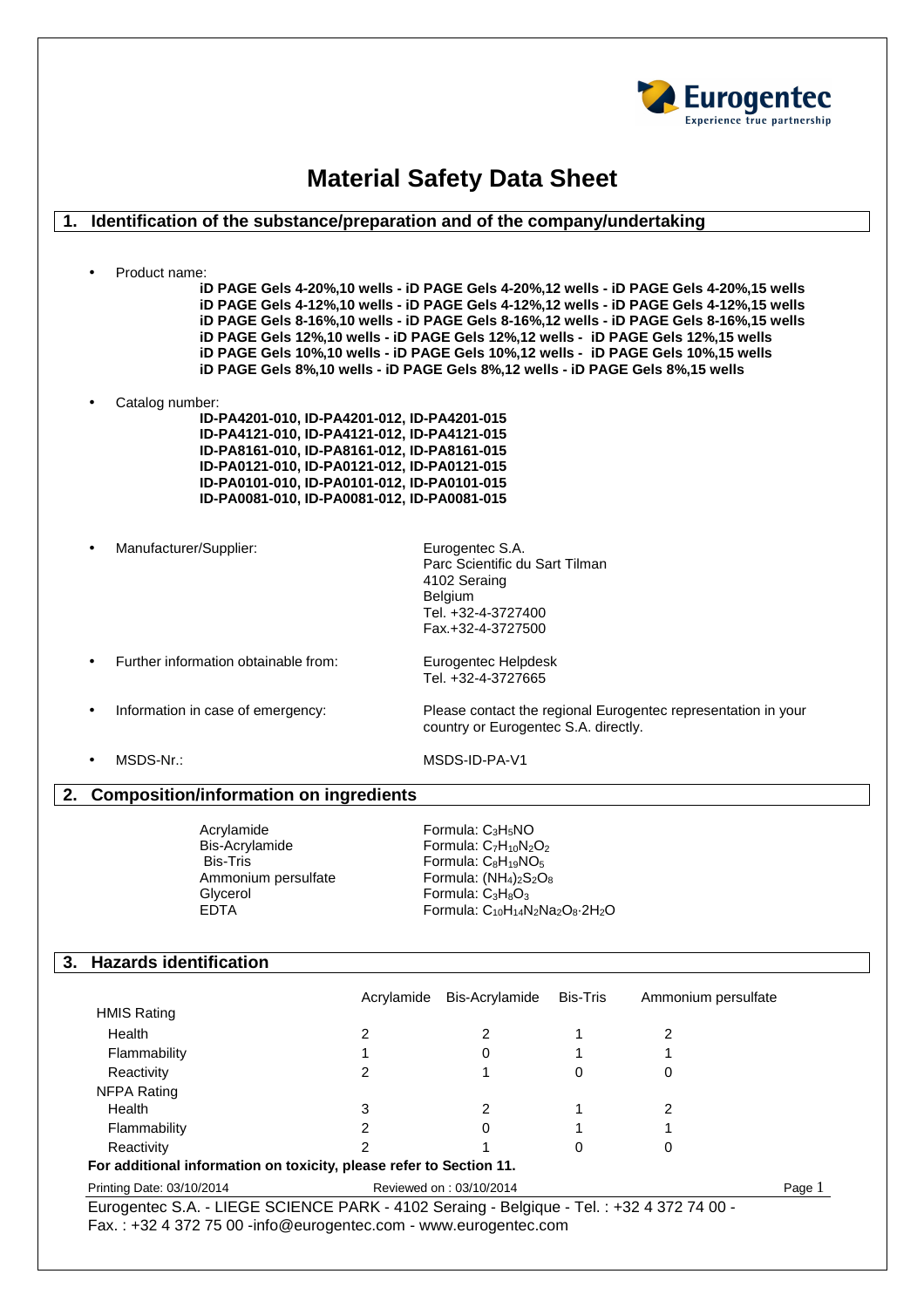# Material Safety Data Sheet

## 1. Identification of the substance/preparation and of the company/undertaking

- Product name:

  **iD PAGE Gels 4-20%,10 wells - iD PAGE Gels 4-20%,12 wells - iD PAGE Gels 4-20%,15 wells**
  **iD PAGE Gels 4-12%,10 wells - iD PAGE Gels 4-12%,12 wells - iD PAGE Gels 4-12%,15 wells**
  **iD PAGE Gels 8-16%,10 wells - iD PAGE Gels 8-16%,12 wells - iD PAGE Gels 8-16%,15 wells**
  **iD PAGE Gels 12%,10 wells - iD PAGE Gels 12%,12 wells - iD PAGE Gels 12%,15 wells**
  **iD PAGE Gels 10%,10 wells - iD PAGE Gels 10%,12 wells - iD PAGE Gels 10%,15 wells**
  **iD PAGE Gels 8%,10 wells - iD PAGE Gels 8%,12 wells - iD PAGE Gels 8%,15 wells**

- Catalog number:

  **ID-PA4201-010, ID-PA4201-012, ID-PA4201-015**
  **ID-PA4121-010, ID-PA4121-012, ID-PA4121-015**
  **ID-PA8161-010, ID-PA8161-012, ID-PA8161-015**
  **ID-PA0121-010, ID-PA0121-012, ID-PA0121-015**
  **ID-PA0101-010, ID-PA0101-012, ID-PA0101-015**
  **ID-PA0081-010, ID-PA0081-012, ID-PA0081-015**

- Manufacturer/Supplier: Eurogentec S.A.
  Parc Scientific du Sart Tilman
  4102 Seraing
  Belgium
  Tel. +32-4-3727400
  Fax.+32-4-3727500

- Further information obtainable from: Eurogentec Helpdesk
  Tel. +32-4-3727665

- Information in case of emergency: Please contact the regional Eurogentec representation in your country or Eurogentec S.A. directly.

- MSDS-Nr.: MSDS-ID-PA-V1

## 2. Composition/information on ingredients

| | |
|---|---|
| Acrylamide | Formula: $C_3H_5NO$ |
| Bis-Acrylamide | Formula: $C_7H_{10}N_2O_2$ |
| Bis-Tris | Formula: $C_8H_{19}NO_5$ |
| Ammonium persulfate | Formula: $(NH_4)_2S_2O_8$ |
| Glycerol | Formula: $C_3H_8O_3$ |
| EDTA | Formula: $C_{10}H_{14}N_2Na_2O_8{\cdot}2H_2O$ |

## 3. Hazards identification

| | Acrylamide | Bis-Acrylamide | Bis-Tris | Ammonium persulfate |
|---|---|---|---|---|
| HMIS Rating | | | | |
| Health | 2 | 2 | 1 | 2 |
| Flammability | 1 | 0 | 1 | 1 |
| Reactivity | 2 | 1 | 0 | 0 |
| NFPA Rating | | | | |
| Health | 3 | 2 | 1 | 2 |
| Flammability | 2 | 0 | 1 | 1 |
| Reactivity | 2 | 1 | 0 | 0 |

**For additional information on toxicity, please refer to Section 11.**

Printing Date: 03/10/2014 Reviewed on : 03/10/2014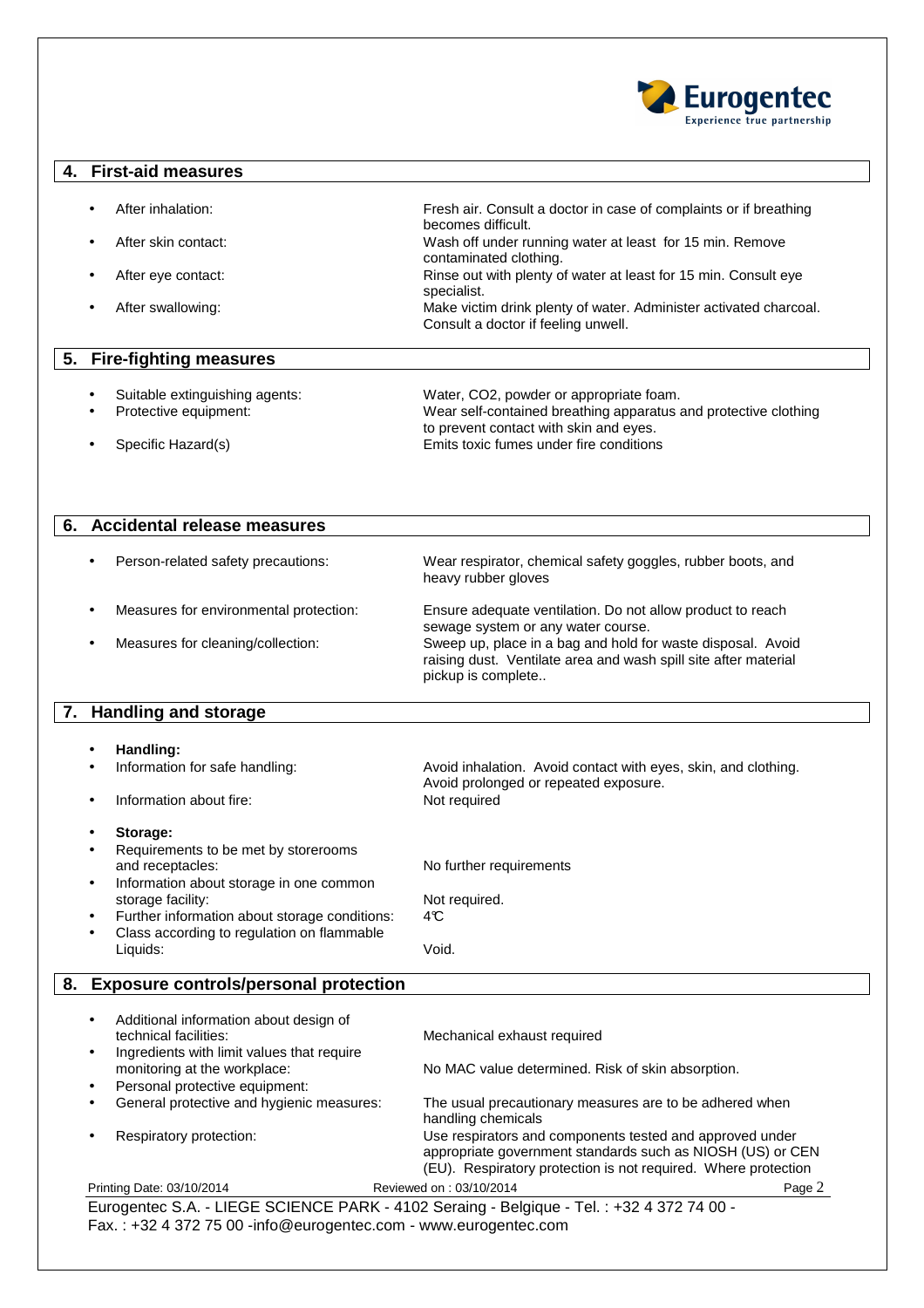## 4. First-aid measures

- After inhalation: Fresh air. Consult a doctor in case of complaints or if breathing becomes difficult.
- After skin contact: Wash off under running water at least for 15 min. Remove contaminated clothing.
- After eye contact: Rinse out with plenty of water at least for 15 min. Consult eye specialist.
- After swallowing: Make victim drink plenty of water. Administer activated charcoal. Consult a doctor if feeling unwell.

## 5. Fire-fighting measures

- Suitable extinguishing agents: Water, CO2, powder or appropriate foam.
- Protective equipment: Wear self-contained breathing apparatus and protective clothing to prevent contact with skin and eyes.
- Specific Hazard(s) Emits toxic fumes under fire conditions

## 6. Accidental release measures

- Person-related safety precautions: Wear respirator, chemical safety goggles, rubber boots, and heavy rubber gloves
- Measures for environmental protection: Ensure adequate ventilation. Do not allow product to reach sewage system or any water course.
- Measures for cleaning/collection: Sweep up, place in a bag and hold for waste disposal. Avoid raising dust. Ventilate area and wash spill site after material pickup is complete..

## 7. Handling and storage

- **Handling:**
- Information for safe handling: Avoid inhalation. Avoid contact with eyes, skin, and clothing. Avoid prolonged or repeated exposure.
- Information about fire: Not required
- **Storage:**
- Requirements to be met by storerooms and receptacles: No further requirements
- Information about storage in one common storage facility: Not required.
- Further information about storage conditions: 4℃
- Class according to regulation on flammable Liquids: Void.

## 8. Exposure controls/personal protection

- Additional information about design of technical facilities: Mechanical exhaust required
- Ingredients with limit values that require monitoring at the workplace: No MAC value determined. Risk of skin absorption.
- Personal protective equipment:
- General protective and hygienic measures: The usual precautionary measures are to be adhered when handling chemicals
- Respiratory protection: Use respirators and components tested and approved under appropriate government standards such as NIOSH (US) or CEN (EU). Respiratory protection is not required. Where protection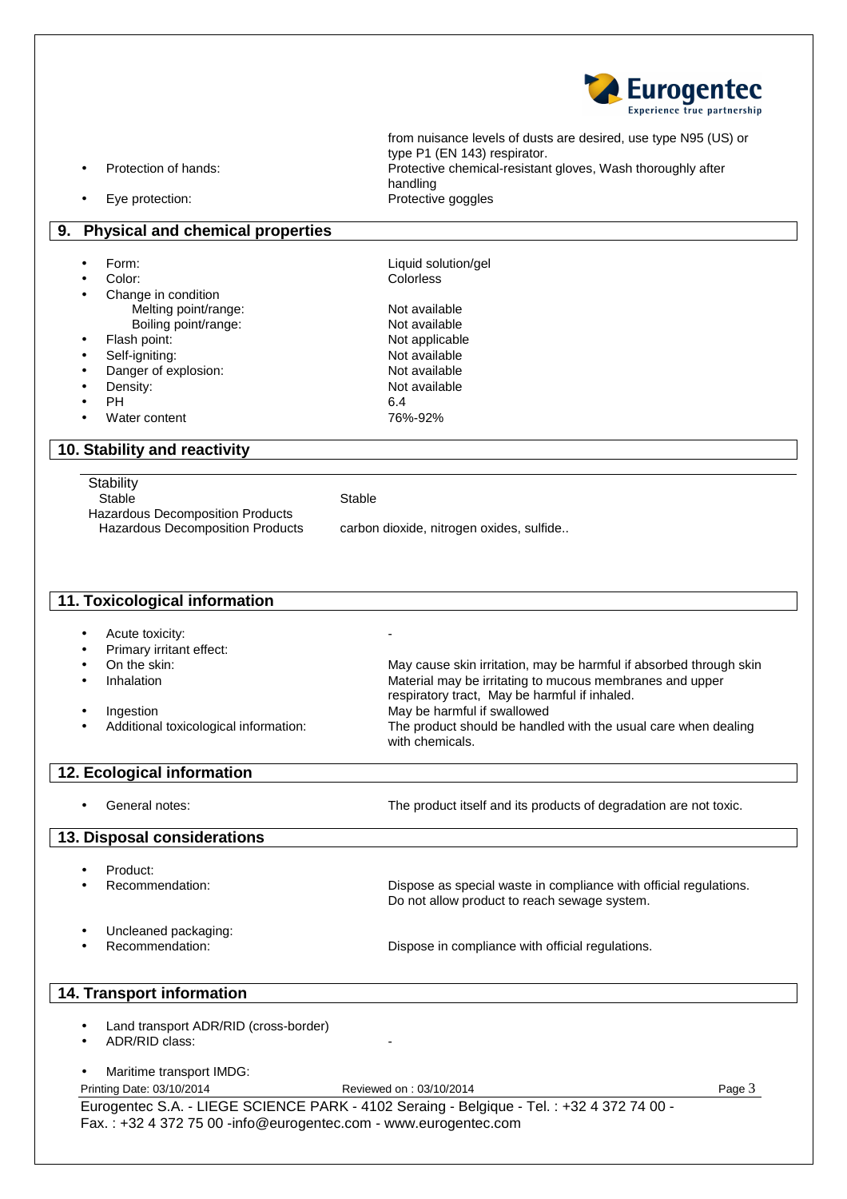from nuisance levels of dusts are desired, use type N95 (US) or type P1 (EN 143) respirator.

- Protection of hands: Protective chemical-resistant gloves, Wash thoroughly after handling
- Eye protection: Protective goggles

## 9. Physical and chemical properties

- Form: Liquid solution/gel
- Color: Colorless
- Change in condition
  - Melting point/range: Not available
  - Boiling point/range: Not available
- Flash point: Not applicable
- Self-igniting: Not available
- Danger of explosion: Not available
- Density: Not available
- PH 6.4
- Water content 76%-92%

## 10. Stability and reactivity

Stability
  Stable: Stable
Hazardous Decomposition Products
  Hazardous Decomposition Products: carbon dioxide, nitrogen oxides, sulfide..

## 11. Toxicological information

- Acute toxicity: -
- Primary irritant effect:
- On the skin: May cause skin irritation, may be harmful if absorbed through skin
- Inhalation: Material may be irritating to mucous membranes and upper respiratory tract, May be harmful if inhaled.
- Ingestion: May be harmful if swallowed
- Additional toxicological information: The product should be handled with the usual care when dealing with chemicals.

## 12. Ecological information

- General notes: The product itself and its products of degradation are not toxic.

## 13. Disposal considerations

- Product:
- Recommendation: Dispose as special waste in compliance with official regulations. Do not allow product to reach sewage system.
- Uncleaned packaging:
- Recommendation: Dispose in compliance with official regulations.

## 14. Transport information

- Land transport ADR/RID (cross-border)
- ADR/RID class: -
- Maritime transport IMDG: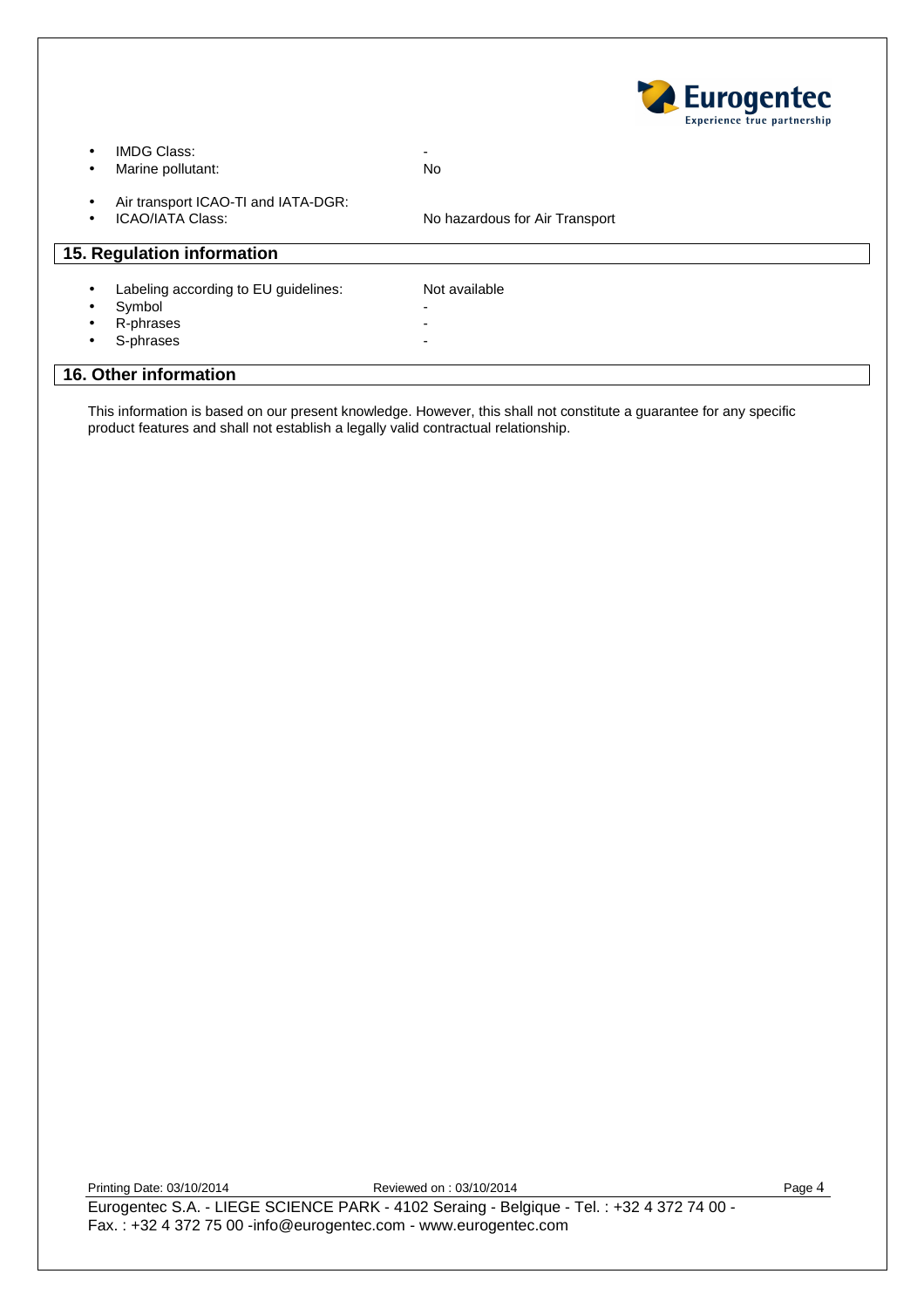- IMDG Class: -
- Marine pollutant: No

- Air transport ICAO-TI and IATA-DGR:
- ICAO/IATA Class: No hazardous for Air Transport

## 15. Regulation information

- Labeling according to EU guidelines: Not available
- Symbol -
- R-phrases -
- S-phrases -

## 16. Other information

This information is based on our present knowledge. However, this shall not constitute a guarantee for any specific product features and shall not establish a legally valid contractual relationship.